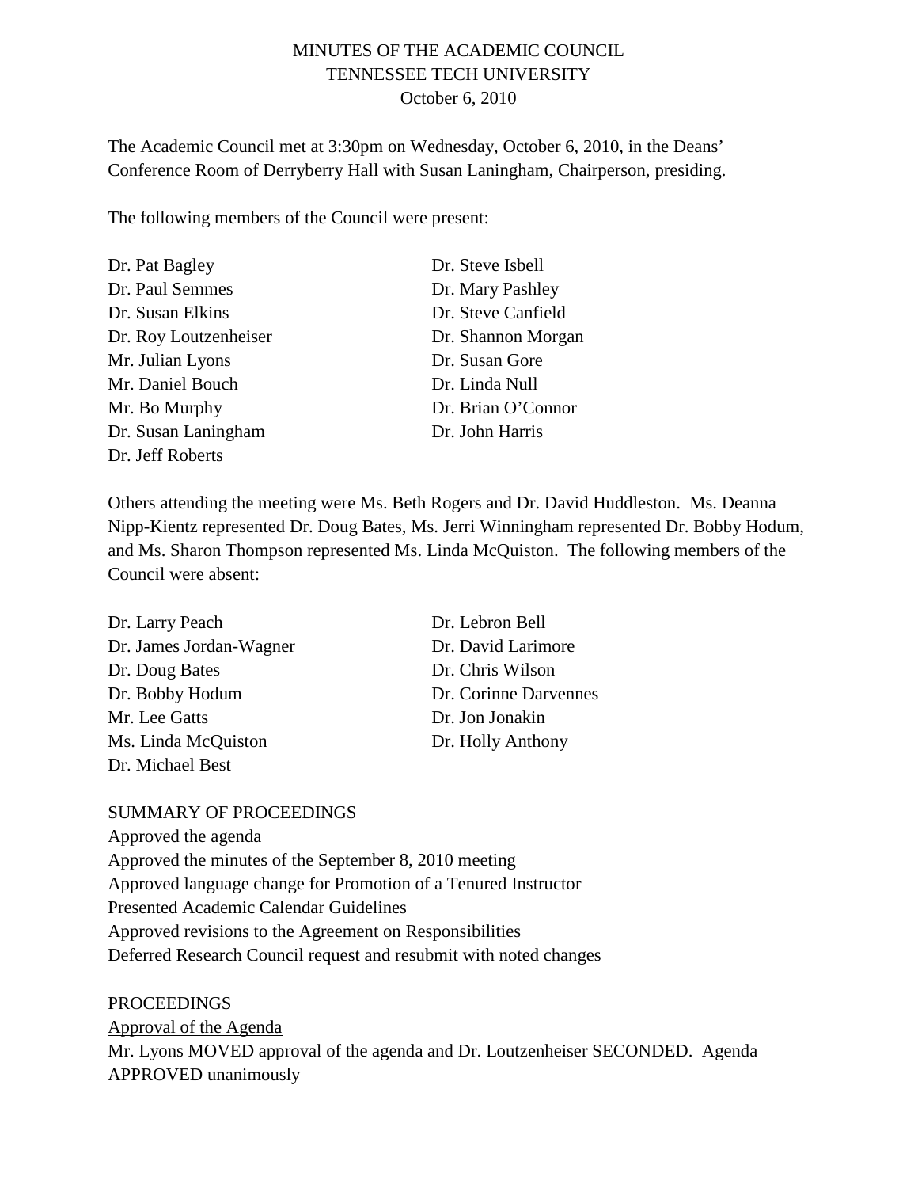# MINUTES OF THE ACADEMIC COUNCIL
## TENNESSEE TECH UNIVERSITY
### October 6, 2010

The Academic Council met at 3:30pm on Wednesday, October 6, 2010, in the Deans' Conference Room of Derryberry Hall with Susan Laningham, Chairperson, presiding.

The following members of the Council were present:

Dr. Pat Bagley
Dr. Paul Semmes
Dr. Susan Elkins
Dr. Roy Loutzenheiser
Mr. Julian Lyons
Mr. Daniel Bouch
Mr. Bo Murphy
Dr. Susan Laningham
Dr. Jeff Roberts
Dr. Steve Isbell
Dr. Mary Pashley
Dr. Steve Canfield
Dr. Shannon Morgan
Dr. Susan Gore
Dr. Linda Null
Dr. Brian O'Connor
Dr. John Harris

Others attending the meeting were Ms. Beth Rogers and Dr. David Huddleston. Ms. Deanna Nipp-Kientz represented Dr. Doug Bates, Ms. Jerri Winningham represented Dr. Bobby Hodum, and Ms. Sharon Thompson represented Ms. Linda McQuiston. The following members of the Council were absent:

Dr. Larry Peach
Dr. James Jordan-Wagner
Dr. Doug Bates
Dr. Bobby Hodum
Mr. Lee Gatts
Ms. Linda McQuiston
Dr. Michael Best
Dr. Lebron Bell
Dr. David Larimore
Dr. Chris Wilson
Dr. Corinne Darvennes
Dr. Jon Jonakin
Dr. Holly Anthony

SUMMARY OF PROCEEDINGS
Approved the agenda
Approved the minutes of the September 8, 2010 meeting
Approved language change for Promotion of a Tenured Instructor
Presented Academic Calendar Guidelines
Approved revisions to the Agreement on Responsibilities
Deferred Research Council request and resubmit with noted changes

PROCEEDINGS
Approval of the Agenda
Mr. Lyons MOVED approval of the agenda and Dr. Loutzenheiser SECONDED. Agenda APPROVED unanimously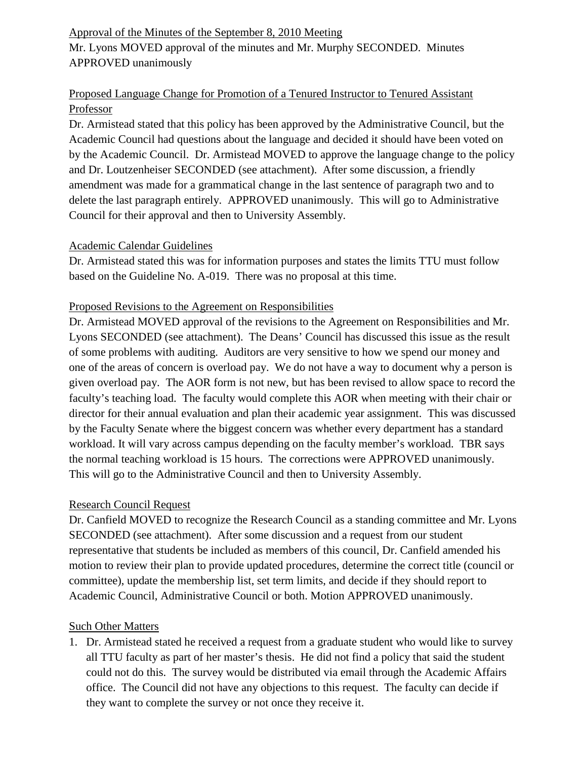Approval of the Minutes of the September 8, 2010 Meeting

Mr. Lyons MOVED approval of the minutes and Mr. Murphy SECONDED. Minutes APPROVED unanimously

Proposed Language Change for Promotion of a Tenured Instructor to Tenured Assistant Professor

Dr. Armistead stated that this policy has been approved by the Administrative Council, but the Academic Council had questions about the language and decided it should have been voted on by the Academic Council. Dr. Armistead MOVED to approve the language change to the policy and Dr. Loutzenheiser SECONDED (see attachment). After some discussion, a friendly amendment was made for a grammatical change in the last sentence of paragraph two and to delete the last paragraph entirely. APPROVED unanimously. This will go to Administrative Council for their approval and then to University Assembly.

Academic Calendar Guidelines

Dr. Armistead stated this was for information purposes and states the limits TTU must follow based on the Guideline No. A-019. There was no proposal at this time.

Proposed Revisions to the Agreement on Responsibilities

Dr. Armistead MOVED approval of the revisions to the Agreement on Responsibilities and Mr. Lyons SECONDED (see attachment). The Deans' Council has discussed this issue as the result of some problems with auditing. Auditors are very sensitive to how we spend our money and one of the areas of concern is overload pay. We do not have a way to document why a person is given overload pay. The AOR form is not new, but has been revised to allow space to record the faculty's teaching load. The faculty would complete this AOR when meeting with their chair or director for their annual evaluation and plan their academic year assignment. This was discussed by the Faculty Senate where the biggest concern was whether every department has a standard workload. It will vary across campus depending on the faculty member's workload. TBR says the normal teaching workload is 15 hours. The corrections were APPROVED unanimously. This will go to the Administrative Council and then to University Assembly.

Research Council Request

Dr. Canfield MOVED to recognize the Research Council as a standing committee and Mr. Lyons SECONDED (see attachment). After some discussion and a request from our student representative that students be included as members of this council, Dr. Canfield amended his motion to review their plan to provide updated procedures, determine the correct title (council or committee), update the membership list, set term limits, and decide if they should report to Academic Council, Administrative Council or both. Motion APPROVED unanimously.

Such Other Matters

1. Dr. Armistead stated he received a request from a graduate student who would like to survey all TTU faculty as part of her master's thesis. He did not find a policy that said the student could not do this. The survey would be distributed via email through the Academic Affairs office. The Council did not have any objections to this request. The faculty can decide if they want to complete the survey or not once they receive it.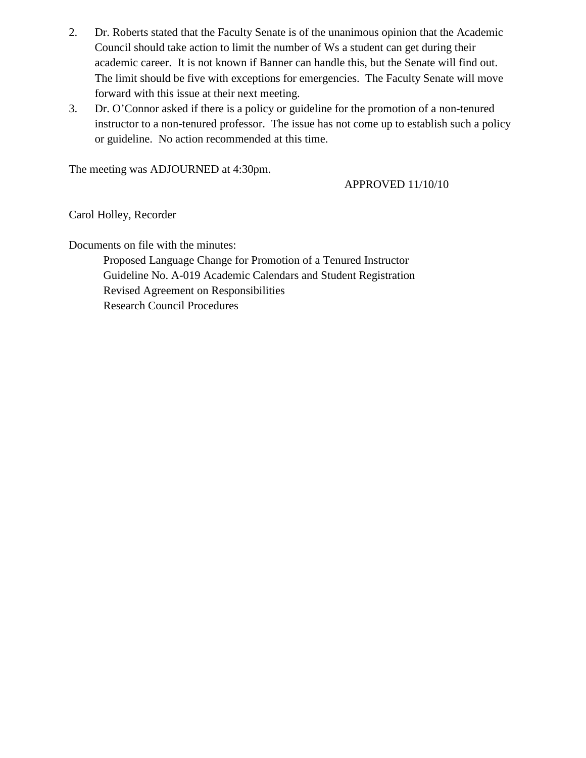2. Dr. Roberts stated that the Faculty Senate is of the unanimous opinion that the Academic Council should take action to limit the number of Ws a student can get during their academic career. It is not known if Banner can handle this, but the Senate will find out. The limit should be five with exceptions for emergencies. The Faculty Senate will move forward with this issue at their next meeting.
3. Dr. O'Connor asked if there is a policy or guideline for the promotion of a non-tenured instructor to a non-tenured professor. The issue has not come up to establish such a policy or guideline. No action recommended at this time.

The meeting was ADJOURNED at 4:30pm.

APPROVED 11/10/10

Carol Holley, Recorder

Documents on file with the minutes:

- Proposed Language Change for Promotion of a Tenured Instructor
- Guideline No. A-019 Academic Calendars and Student Registration
- Revised Agreement on Responsibilities
- Research Council Procedures